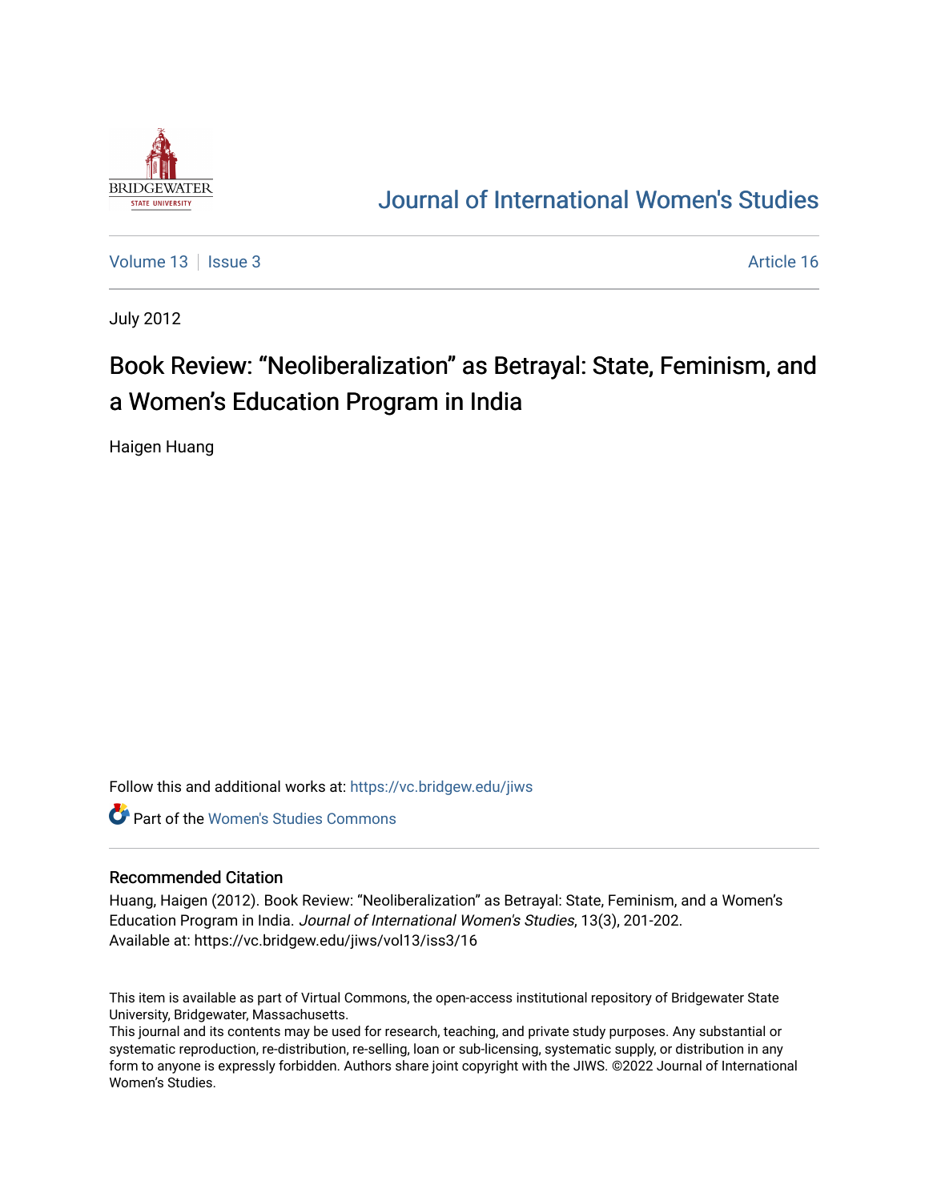[Journal of International Women's Studies](https://vc.bridgew.edu/jiws)

Volume 13 | Issue 3 | Article 16

July 2012

# Book Review: "Neoliberalization" as Betrayal: State, Feminism, and a Women's Education Program in India

Haigen Huang

Follow this and additional works at: https://vc.bridgew.edu/jiws

Part of the Women's Studies Commons

## Recommended Citation

Huang, Haigen (2012). Book Review: "Neoliberalization" as Betrayal: State, Feminism, and a Women's Education Program in India. *Journal of International Women's Studies*, 13(3), 201-202.
Available at: https://vc.bridgew.edu/jiws/vol13/iss3/16

This item is available as part of Virtual Commons, the open-access institutional repository of Bridgewater State University, Bridgewater, Massachusetts.
This journal and its contents may be used for research, teaching, and private study purposes. Any substantial or systematic reproduction, re-distribution, re-selling, loan or sub-licensing, systematic supply, or distribution in any form to anyone is expressly forbidden. Authors share joint copyright with the JIWS. ©2022 Journal of International Women's Studies.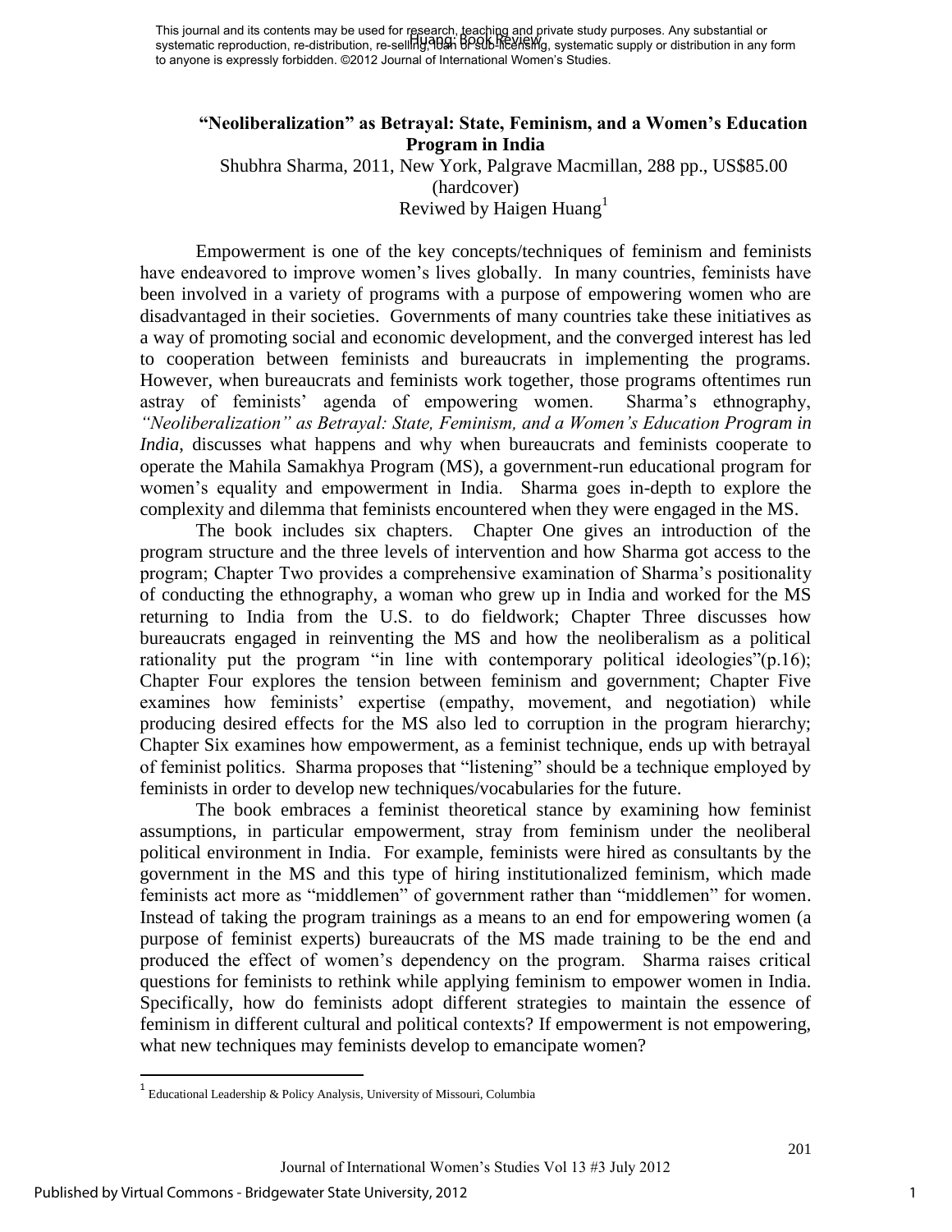**"Neoliberalization" as Betrayal: State, Feminism, and a Women's Education Program in India**

Shubhra Sharma, 2011, New York, Palgrave Macmillan, 288 pp., US$85.00 (hardcover)

Reviwed by Haigen Huang[1]

Empowerment is one of the key concepts/techniques of feminism and feminists have endeavored to improve women's lives globally. In many countries, feminists have been involved in a variety of programs with a purpose of empowering women who are disadvantaged in their societies. Governments of many countries take these initiatives as a way of promoting social and economic development, and the converged interest has led to cooperation between feminists and bureaucrats in implementing the programs. However, when bureaucrats and feminists work together, those programs oftentimes run astray of feminists' agenda of empowering women. Sharma's ethnography, *"Neoliberalization" as Betrayal: State, Feminism, and a Women's Education Program in India*, discusses what happens and why when bureaucrats and feminists cooperate to operate the Mahila Samakhya Program (MS), a government-run educational program for women's equality and empowerment in India. Sharma goes in-depth to explore the complexity and dilemma that feminists encountered when they were engaged in the MS.

The book includes six chapters. Chapter One gives an introduction of the program structure and the three levels of intervention and how Sharma got access to the program; Chapter Two provides a comprehensive examination of Sharma's positionality of conducting the ethnography, a woman who grew up in India and worked for the MS returning to India from the U.S. to do fieldwork; Chapter Three discusses how bureaucrats engaged in reinventing the MS and how the neoliberalism as a political rationality put the program "in line with contemporary political ideologies"(p.16); Chapter Four explores the tension between feminism and government; Chapter Five examines how feminists' expertise (empathy, movement, and negotiation) while producing desired effects for the MS also led to corruption in the program hierarchy; Chapter Six examines how empowerment, as a feminist technique, ends up with betrayal of feminist politics. Sharma proposes that "listening" should be a technique employed by feminists in order to develop new techniques/vocabularies for the future.

The book embraces a feminist theoretical stance by examining how feminist assumptions, in particular empowerment, stray from feminism under the neoliberal political environment in India. For example, feminists were hired as consultants by the government in the MS and this type of hiring institutionalized feminism, which made feminists act more as "middlemen" of government rather than "middlemen" for women. Instead of taking the program trainings as a means to an end for empowering women (a purpose of feminist experts) bureaucrats of the MS made training to be the end and produced the effect of women's dependency on the program. Sharma raises critical questions for feminists to rethink while applying feminism to empower women in India. Specifically, how do feminists adopt different strategies to maintain the essence of feminism in different cultural and political contexts? If empowerment is not empowering, what new techniques may feminists develop to emancipate women?

[1] Educational Leadership & Policy Analysis, University of Missouri, Columbia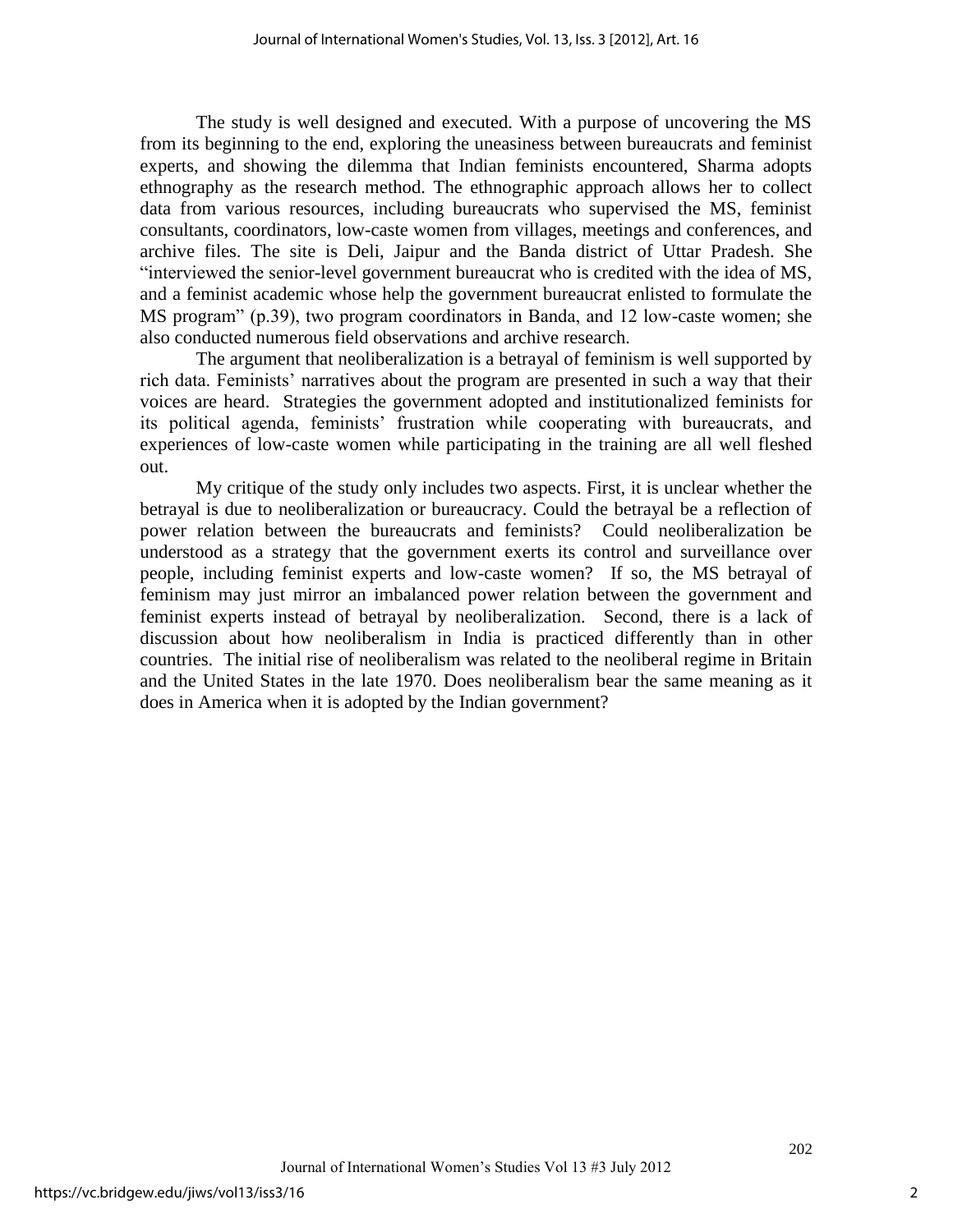The study is well designed and executed. With a purpose of uncovering the MS from its beginning to the end, exploring the uneasiness between bureaucrats and feminist experts, and showing the dilemma that Indian feminists encountered, Sharma adopts ethnography as the research method. The ethnographic approach allows her to collect data from various resources, including bureaucrats who supervised the MS, feminist consultants, coordinators, low-caste women from villages, meetings and conferences, and archive files. The site is Deli, Jaipur and the Banda district of Uttar Pradesh. She "interviewed the senior-level government bureaucrat who is credited with the idea of MS, and a feminist academic whose help the government bureaucrat enlisted to formulate the MS program" (p.39), two program coordinators in Banda, and 12 low-caste women; she also conducted numerous field observations and archive research.

The argument that neoliberalization is a betrayal of feminism is well supported by rich data. Feminists' narratives about the program are presented in such a way that their voices are heard. Strategies the government adopted and institutionalized feminists for its political agenda, feminists' frustration while cooperating with bureaucrats, and experiences of low-caste women while participating in the training are all well fleshed out.

My critique of the study only includes two aspects. First, it is unclear whether the betrayal is due to neoliberalization or bureaucracy. Could the betrayal be a reflection of power relation between the bureaucrats and feminists? Could neoliberalization be understood as a strategy that the government exerts its control and surveillance over people, including feminist experts and low-caste women? If so, the MS betrayal of feminism may just mirror an imbalanced power relation between the government and feminist experts instead of betrayal by neoliberalization. Second, there is a lack of discussion about how neoliberalism in India is practiced differently than in other countries. The initial rise of neoliberalism was related to the neoliberal regime in Britain and the United States in the late 1970. Does neoliberalism bear the same meaning as it does in America when it is adopted by the Indian government?